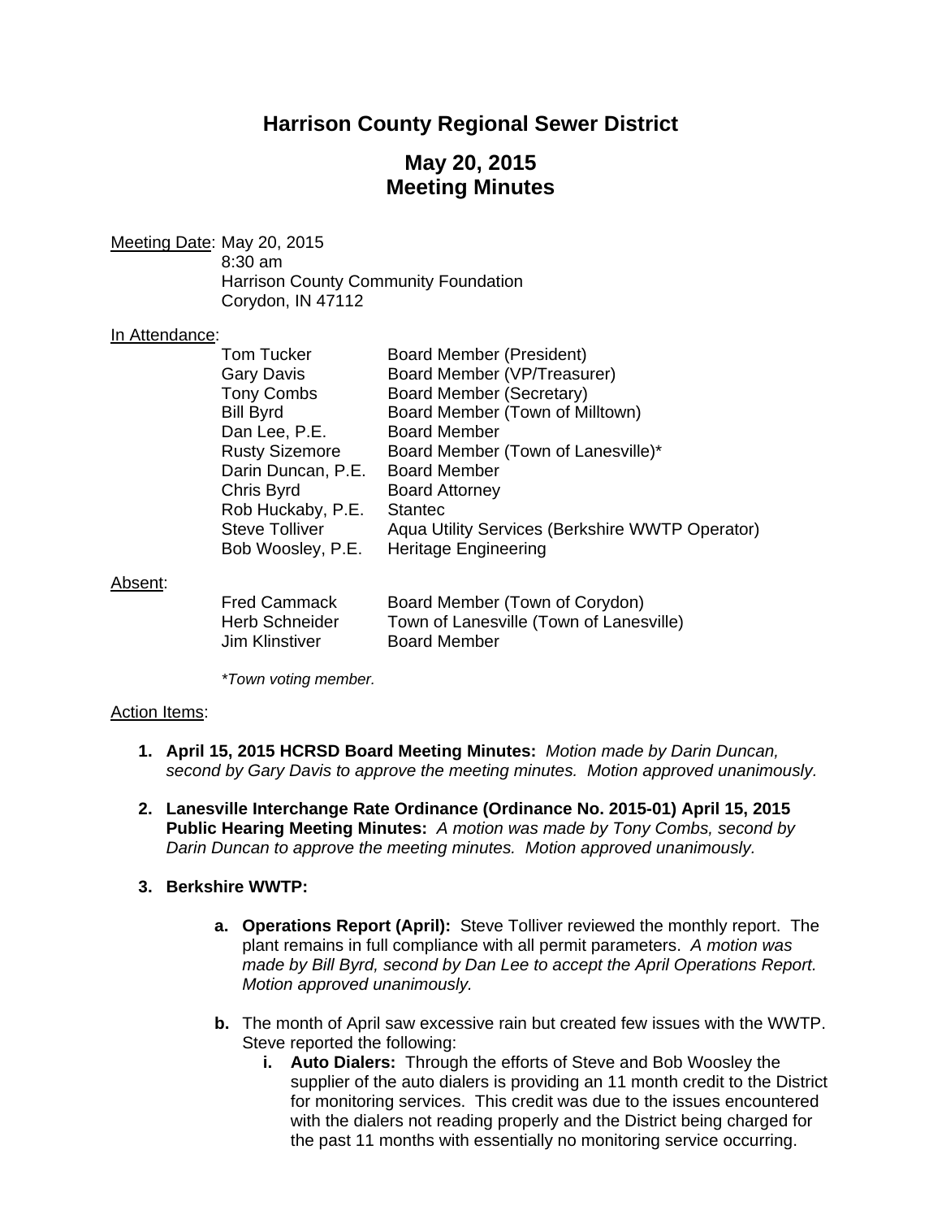# Harrison County Regional Sewer District

## May 20, 2015
## Meeting Minutes

Meeting Date: May 20, 2015
8:30 am
Harrison County Community Foundation
Corydon, IN 47112

In Attendance:

| | |
|---|---|
| Tom Tucker | Board Member (President) |
| Gary Davis | Board Member (VP/Treasurer) |
| Tony Combs | Board Member (Secretary) |
| Bill Byrd | Board Member (Town of Milltown) |
| Dan Lee, P.E. | Board Member |
| Rusty Sizemore | Board Member (Town of Lanesville)* |
| Darin Duncan, P.E. | Board Member |
| Chris Byrd | Board Attorney |
| Rob Huckaby, P.E. | Stantec |
| Steve Tolliver | Aqua Utility Services (Berkshire WWTP Operator) |
| Bob Woosley, P.E. | Heritage Engineering |

Absent:

| | |
|---|---|
| Fred Cammack | Board Member (Town of Corydon) |
| Herb Schneider | Town of Lanesville (Town of Lanesville) |
| Jim Klinstiver | Board Member |

*\*Town voting member.*

Action Items:

1. **April 15, 2015 HCRSD Board Meeting Minutes:** *Motion made by Darin Duncan, second by Gary Davis to approve the meeting minutes. Motion approved unanimously.*

2. **Lanesville Interchange Rate Ordinance (Ordinance No. 2015-01) April 15, 2015 Public Hearing Meeting Minutes:** *A motion was made by Tony Combs, second by Darin Duncan to approve the meeting minutes. Motion approved unanimously.*

3. **Berkshire WWTP:**

   a. **Operations Report (April):** Steve Tolliver reviewed the monthly report. The plant remains in full compliance with all permit parameters. *A motion was made by Bill Byrd, second by Dan Lee to accept the April Operations Report. Motion approved unanimously.*

   b. The month of April saw excessive rain but created few issues with the WWTP. Steve reported the following:

      i. **Auto Dialers:** Through the efforts of Steve and Bob Woosley the supplier of the auto dialers is providing an 11 month credit to the District for monitoring services. This credit was due to the issues encountered with the dialers not reading properly and the District being charged for the past 11 months with essentially no monitoring service occurring.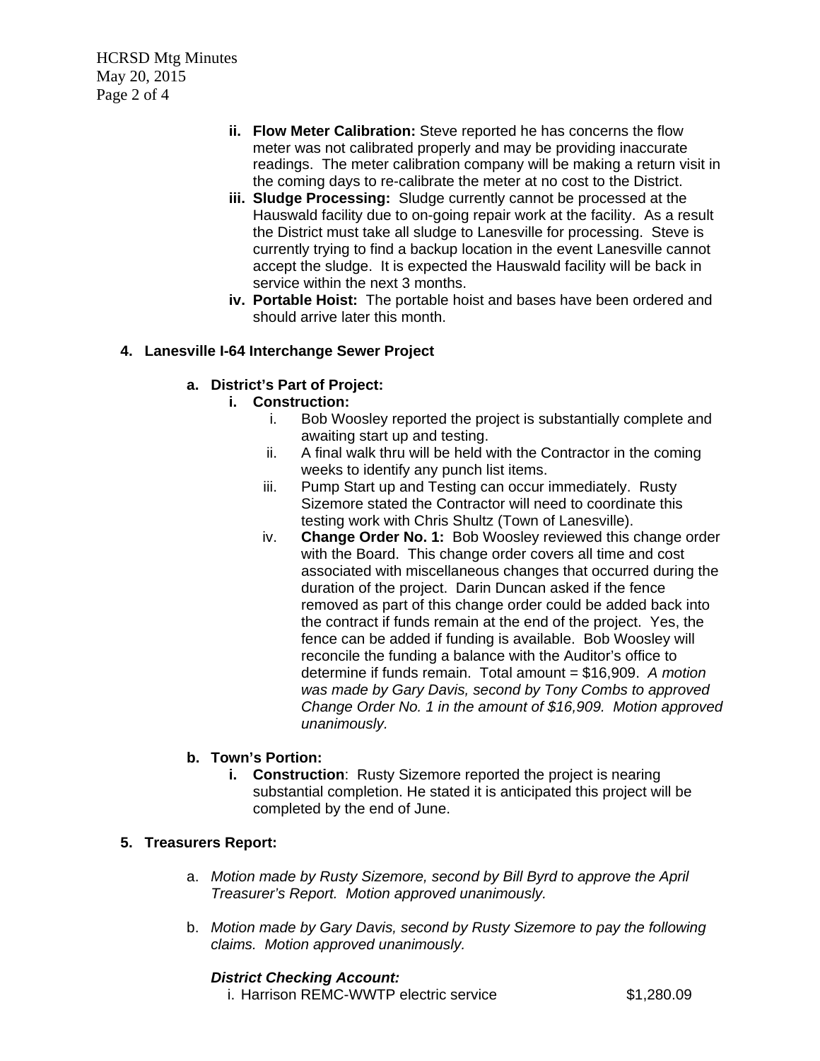ii. **Flow Meter Calibration:** Steve reported he has concerns the flow meter was not calibrated properly and may be providing inaccurate readings. The meter calibration company will be making a return visit in the coming days to re-calibrate the meter at no cost to the District.

iii. **Sludge Processing:** Sludge currently cannot be processed at the Hauswald facility due to on-going repair work at the facility. As a result the District must take all sludge to Lanesville for processing. Steve is currently trying to find a backup location in the event Lanesville cannot accept the sludge. It is expected the Hauswald facility will be back in service within the next 3 months.

iv. **Portable Hoist:** The portable hoist and bases have been ordered and should arrive later this month.

**4. Lanesville I-64 Interchange Sewer Project**

**a. District's Part of Project:**

**i. Construction:**

i. Bob Woosley reported the project is substantially complete and awaiting start up and testing.

ii. A final walk thru will be held with the Contractor in the coming weeks to identify any punch list items.

iii. Pump Start up and Testing can occur immediately. Rusty Sizemore stated the Contractor will need to coordinate this testing work with Chris Shultz (Town of Lanesville).

iv. **Change Order No. 1:** Bob Woosley reviewed this change order with the Board. This change order covers all time and cost associated with miscellaneous changes that occurred during the duration of the project. Darin Duncan asked if the fence removed as part of this change order could be added back into the contract if funds remain at the end of the project. Yes, the fence can be added if funding is available. Bob Woosley will reconcile the funding a balance with the Auditor's office to determine if funds remain. Total amount = $16,909. *A motion was made by Gary Davis, second by Tony Combs to approved Change Order No. 1 in the amount of $16,909. Motion approved unanimously.*

**b. Town's Portion:**

i. **Construction**: Rusty Sizemore reported the project is nearing substantial completion. He stated it is anticipated this project will be completed by the end of June.

**5. Treasurers Report:**

a. *Motion made by Rusty Sizemore, second by Bill Byrd to approve the April Treasurer's Report. Motion approved unanimously.*

b. *Motion made by Gary Davis, second by Rusty Sizemore to pay the following claims. Motion approved unanimously.*

***District Checking Account:***

i. Harrison REMC-WWTP electric service $1,280.09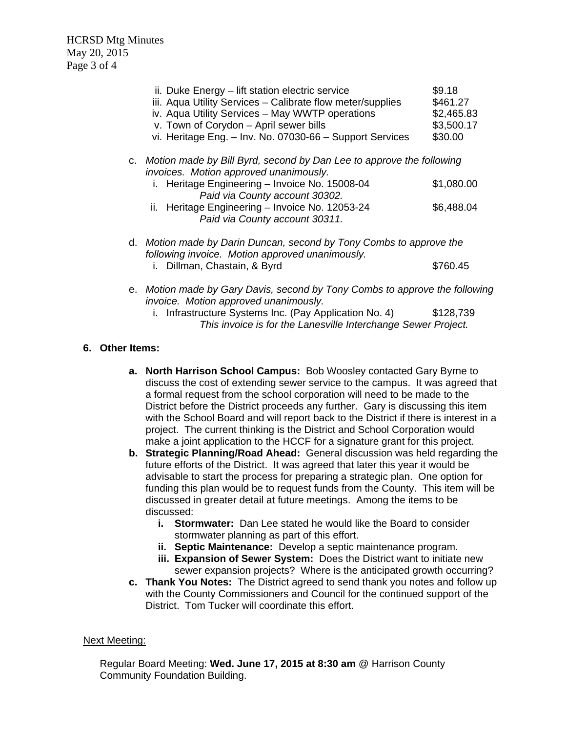ii. Duke Energy – lift station electric service $9.18
   iii. Aqua Utility Services – Calibrate flow meter/supplies $461.27
   iv. Aqua Utility Services – May WWTP operations $2,465.83
   v. Town of Corydon – April sewer bills $3,500.17
   vi. Heritage Eng. – Inv. No. 07030-66 – Support Services $30.00

c. *Motion made by Bill Byrd, second by Dan Lee to approve the following invoices. Motion approved unanimously.*
   i. Heritage Engineering – Invoice No. 15008-04 $1,080.00
      *Paid via County account 30302.*
   ii. Heritage Engineering – Invoice No. 12053-24 $6,488.04
      *Paid via County account 30311.*

d. *Motion made by Darin Duncan, second by Tony Combs to approve the following invoice. Motion approved unanimously.*
   i. Dillman, Chastain, & Byrd $760.45

e. *Motion made by Gary Davis, second by Tony Combs to approve the following invoice. Motion approved unanimously.*
   i. Infrastructure Systems Inc. (Pay Application No. 4) $128,739
      *This invoice is for the Lanesville Interchange Sewer Project.*

**6. Other Items:**

**a. North Harrison School Campus:** Bob Woosley contacted Gary Byrne to discuss the cost of extending sewer service to the campus. It was agreed that a formal request from the school corporation will need to be made to the District before the District proceeds any further. Gary is discussing this item with the School Board and will report back to the District if there is interest in a project. The current thinking is the District and School Corporation would make a joint application to the HCCF for a signature grant for this project.

**b. Strategic Planning/Road Ahead:** General discussion was held regarding the future efforts of the District. It was agreed that later this year it would be advisable to start the process for preparing a strategic plan. One option for funding this plan would be to request funds from the County. This item will be discussed in greater detail at future meetings. Among the items to be discussed:

   **i. Stormwater:** Dan Lee stated he would like the Board to consider stormwater planning as part of this effort.
   **ii. Septic Maintenance:** Develop a septic maintenance program.
   **iii. Expansion of Sewer System:** Does the District want to initiate new sewer expansion projects? Where is the anticipated growth occurring?

**c. Thank You Notes:** The District agreed to send thank you notes and follow up with the County Commissioners and Council for the continued support of the District. Tom Tucker will coordinate this effort.

<u>Next Meeting:</u>

Regular Board Meeting: **Wed. June 17, 2015 at 8:30 am** @ Harrison County Community Foundation Building.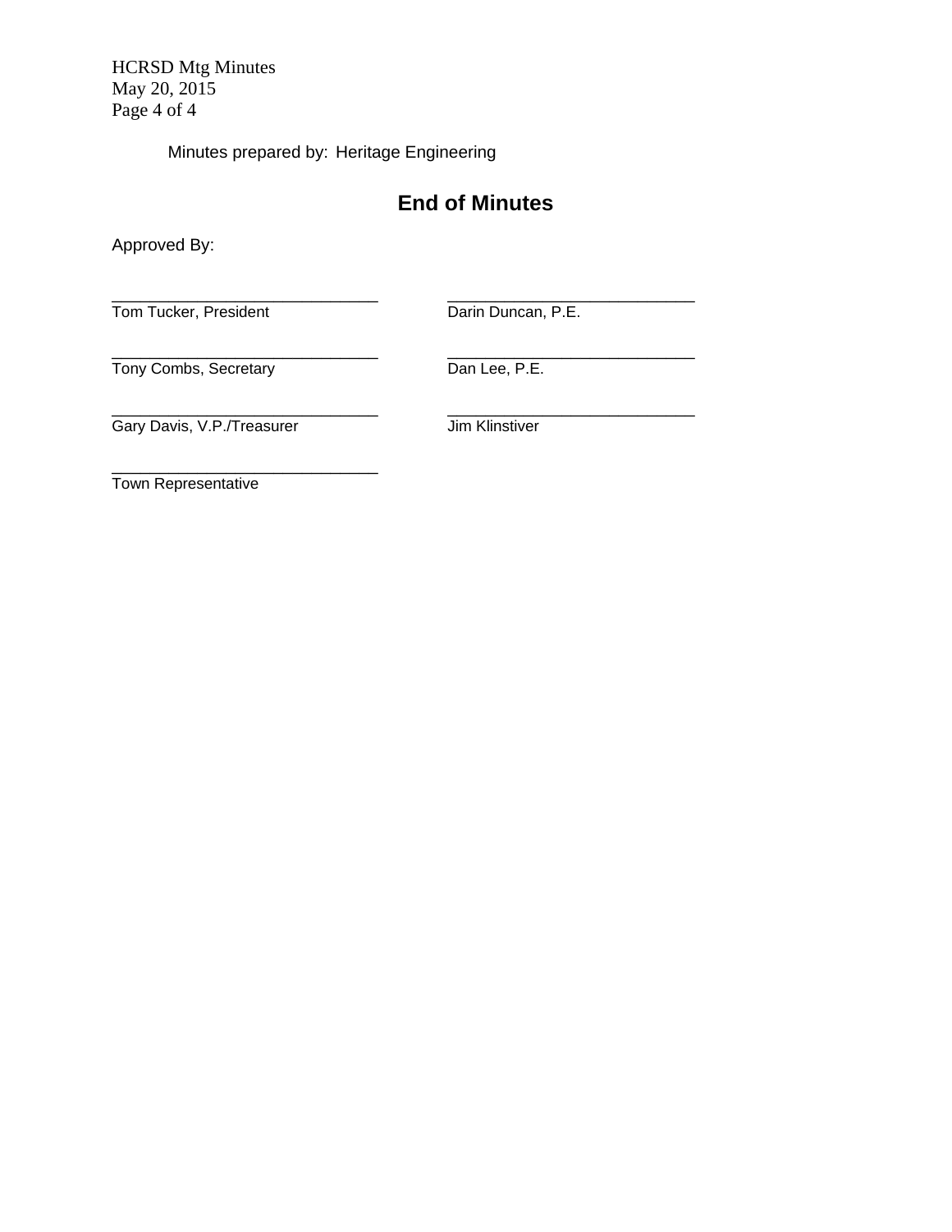Minutes prepared by: Heritage Engineering

## End of Minutes

Approved By:

| | |
|---|---|
| \_\_\_\_\_\_\_\_\_\_\_\_\_\_\_\_\_\_\_\_\_\_\_\_\_\_\_\_\_\_ | \_\_\_\_\_\_\_\_\_\_\_\_\_\_\_\_\_\_\_\_\_\_\_\_\_\_\_\_\_\_ |
| Tom Tucker, President | Darin Duncan, P.E. |
| \_\_\_\_\_\_\_\_\_\_\_\_\_\_\_\_\_\_\_\_\_\_\_\_\_\_\_\_\_\_ | \_\_\_\_\_\_\_\_\_\_\_\_\_\_\_\_\_\_\_\_\_\_\_\_\_\_\_\_\_\_ |
| Tony Combs, Secretary | Dan Lee, P.E. |
| \_\_\_\_\_\_\_\_\_\_\_\_\_\_\_\_\_\_\_\_\_\_\_\_\_\_\_\_\_\_ | \_\_\_\_\_\_\_\_\_\_\_\_\_\_\_\_\_\_\_\_\_\_\_\_\_\_\_\_\_\_ |
| Gary Davis, V.P./Treasurer | Jim Klinstiver |
| \_\_\_\_\_\_\_\_\_\_\_\_\_\_\_\_\_\_\_\_\_\_\_\_\_\_\_\_\_\_ | |
| Town Representative | |